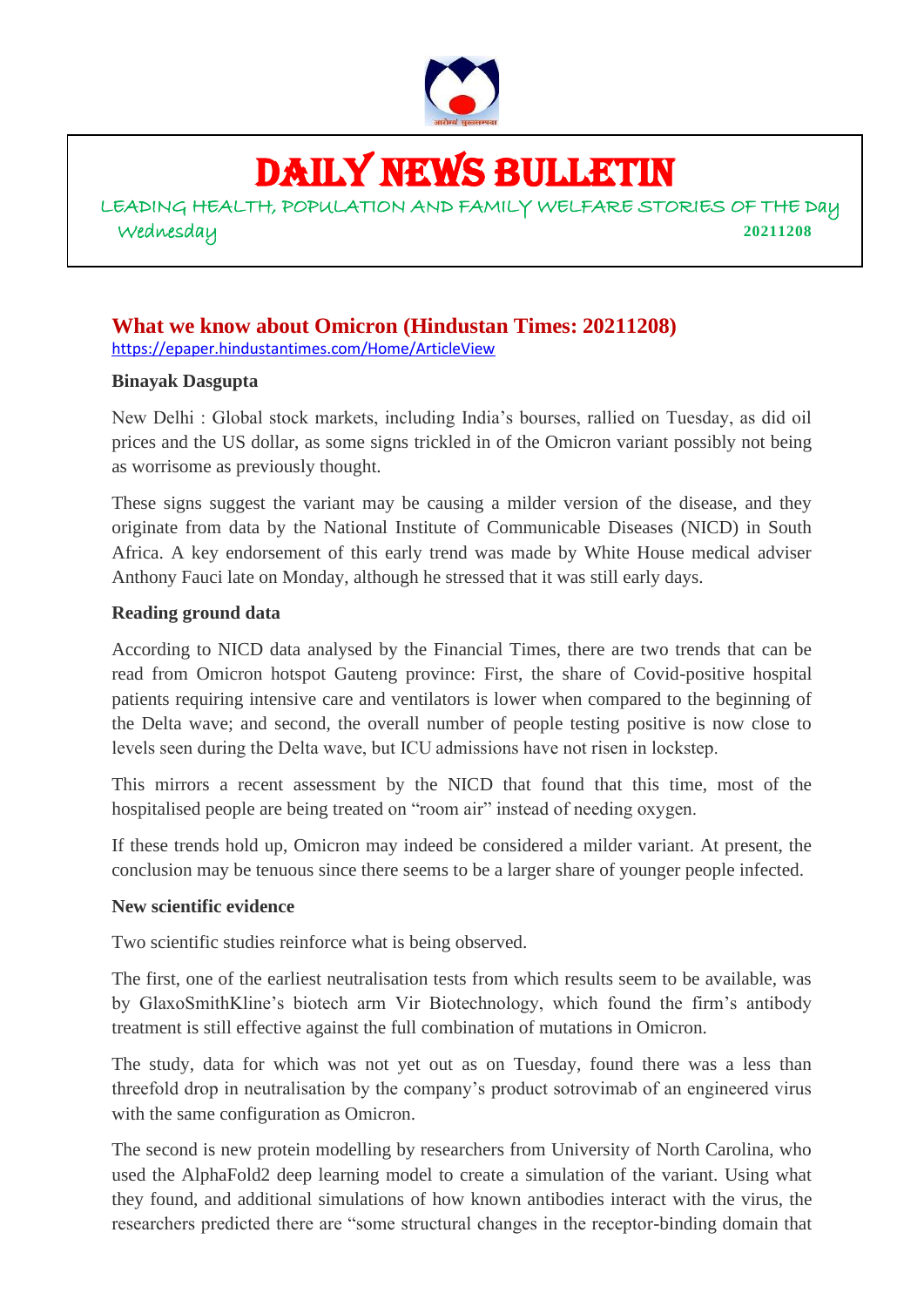# DAILY NEWS BULLETIN

LEADING HEALTH, POPULATION AND FAMILY WELFARE STORIES OF THE Day

Wednesday **20211208**

## What we know about Omicron (Hindustan Times: 20211208)

https://epaper.hindustantimes.com/Home/ArticleView

**Binayak Dasgupta**

New Delhi : Global stock markets, including India's bourses, rallied on Tuesday, as did oil prices and the US dollar, as some signs trickled in of the Omicron variant possibly not being as worrisome as previously thought.

These signs suggest the variant may be causing a milder version of the disease, and they originate from data by the National Institute of Communicable Diseases (NICD) in South Africa. A key endorsement of this early trend was made by White House medical adviser Anthony Fauci late on Monday, although he stressed that it was still early days.

**Reading ground data**

According to NICD data analysed by the Financial Times, there are two trends that can be read from Omicron hotspot Gauteng province: First, the share of Covid-positive hospital patients requiring intensive care and ventilators is lower when compared to the beginning of the Delta wave; and second, the overall number of people testing positive is now close to levels seen during the Delta wave, but ICU admissions have not risen in lockstep.

This mirrors a recent assessment by the NICD that found that this time, most of the hospitalised people are being treated on "room air" instead of needing oxygen.

If these trends hold up, Omicron may indeed be considered a milder variant. At present, the conclusion may be tenuous since there seems to be a larger share of younger people infected.

**New scientific evidence**

Two scientific studies reinforce what is being observed.

The first, one of the earliest neutralisation tests from which results seem to be available, was by GlaxoSmithKline's biotech arm Vir Biotechnology, which found the firm's antibody treatment is still effective against the full combination of mutations in Omicron.

The study, data for which was not yet out as on Tuesday, found there was a less than threefold drop in neutralisation by the company's product sotrovimab of an engineered virus with the same configuration as Omicron.

The second is new protein modelling by researchers from University of North Carolina, who used the AlphaFold2 deep learning model to create a simulation of the variant. Using what they found, and additional simulations of how known antibodies interact with the virus, the researchers predicted there are "some structural changes in the receptor-binding domain that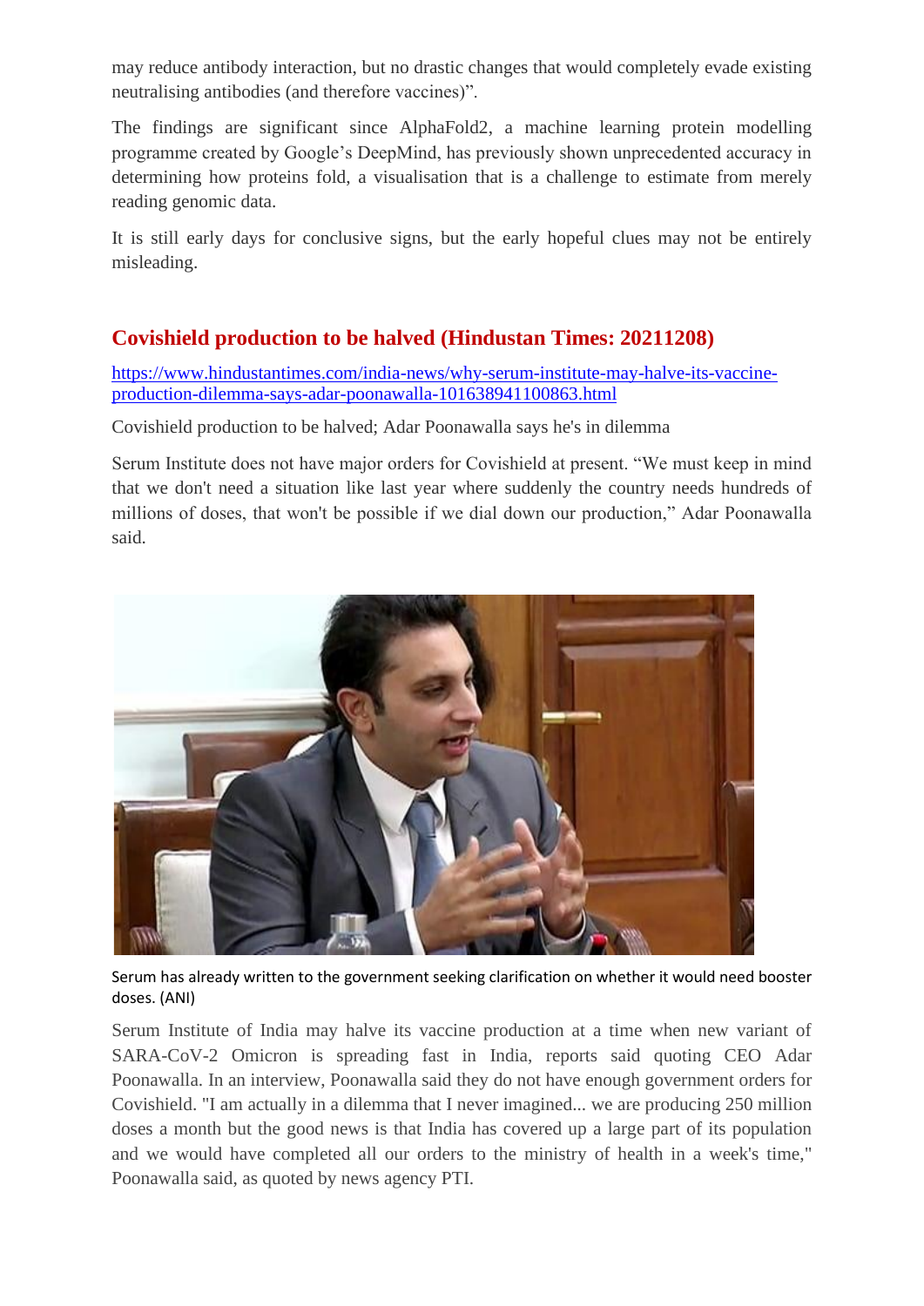may reduce antibody interaction, but no drastic changes that would completely evade existing neutralising antibodies (and therefore vaccines)".

The findings are significant since AlphaFold2, a machine learning protein modelling programme created by Google's DeepMind, has previously shown unprecedented accuracy in determining how proteins fold, a visualisation that is a challenge to estimate from merely reading genomic data.

It is still early days for conclusive signs, but the early hopeful clues may not be entirely misleading.

## Covishield production to be halved (Hindustan Times: 20211208)

https://www.hindustantimes.com/india-news/why-serum-institute-may-halve-its-vaccine-production-dilemma-says-adar-poonawalla-101638941100863.html

Covishield production to be halved; Adar Poonawalla says he's in dilemma

Serum Institute does not have major orders for Covishield at present. "We must keep in mind that we don't need a situation like last year where suddenly the country needs hundreds of millions of doses, that won't be possible if we dial down our production," Adar Poonawalla said.

Serum has already written to the government seeking clarification on whether it would need booster doses. (ANI)

Serum Institute of India may halve its vaccine production at a time when new variant of SARA-CoV-2 Omicron is spreading fast in India, reports said quoting CEO Adar Poonawalla. In an interview, Poonawalla said they do not have enough government orders for Covishield. "I am actually in a dilemma that I never imagined... we are producing 250 million doses a month but the good news is that India has covered up a large part of its population and we would have completed all our orders to the ministry of health in a week's time," Poonawalla said, as quoted by news agency PTI.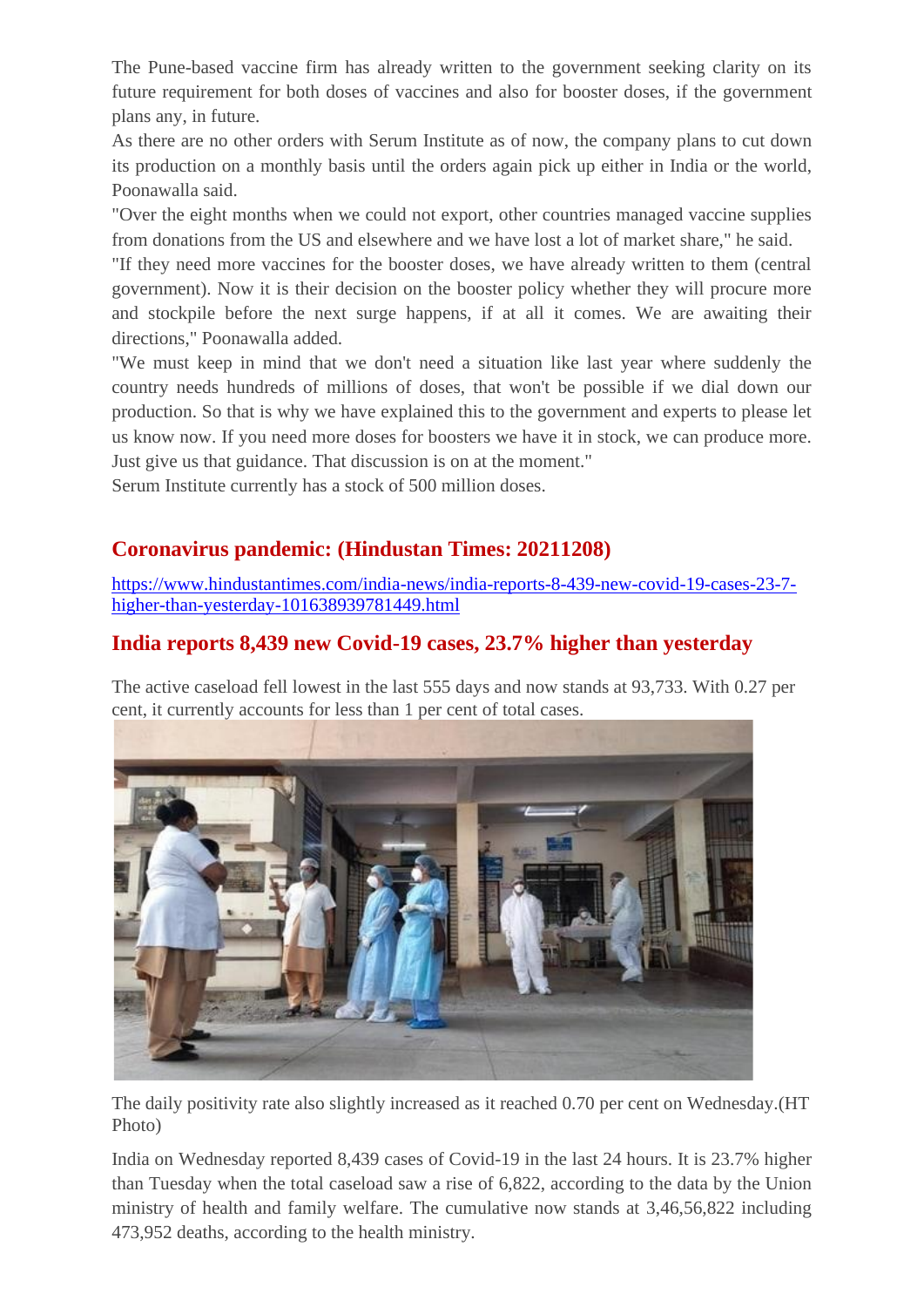The Pune-based vaccine firm has already written to the government seeking clarity on its future requirement for both doses of vaccines and also for booster doses, if the government plans any, in future.

As there are no other orders with Serum Institute as of now, the company plans to cut down its production on a monthly basis until the orders again pick up either in India or the world, Poonawalla said.

"Over the eight months when we could not export, other countries managed vaccine supplies from donations from the US and elsewhere and we have lost a lot of market share," he said.

"If they need more vaccines for the booster doses, we have already written to them (central government). Now it is their decision on the booster policy whether they will procure more and stockpile before the next surge happens, if at all it comes. We are awaiting their directions," Poonawalla added.

"We must keep in mind that we don't need a situation like last year where suddenly the country needs hundreds of millions of doses, that won't be possible if we dial down our production. So that is why we have explained this to the government and experts to please let us know now. If you need more doses for boosters we have it in stock, we can produce more. Just give us that guidance. That discussion is on at the moment."

Serum Institute currently has a stock of 500 million doses.

## Coronavirus pandemic: (Hindustan Times: 20211208)

https://www.hindustantimes.com/india-news/india-reports-8-439-new-covid-19-cases-23-7-higher-than-yesterday-101638939781449.html

## India reports 8,439 new Covid-19 cases, 23.7% higher than yesterday

The active caseload fell lowest in the last 555 days and now stands at 93,733. With 0.27 per cent, it currently accounts for less than 1 per cent of total cases.

The daily positivity rate also slightly increased as it reached 0.70 per cent on Wednesday.(HT Photo)

India on Wednesday reported 8,439 cases of Covid-19 in the last 24 hours. It is 23.7% higher than Tuesday when the total caseload saw a rise of 6,822, according to the data by the Union ministry of health and family welfare. The cumulative now stands at 3,46,56,822 including 473,952 deaths, according to the health ministry.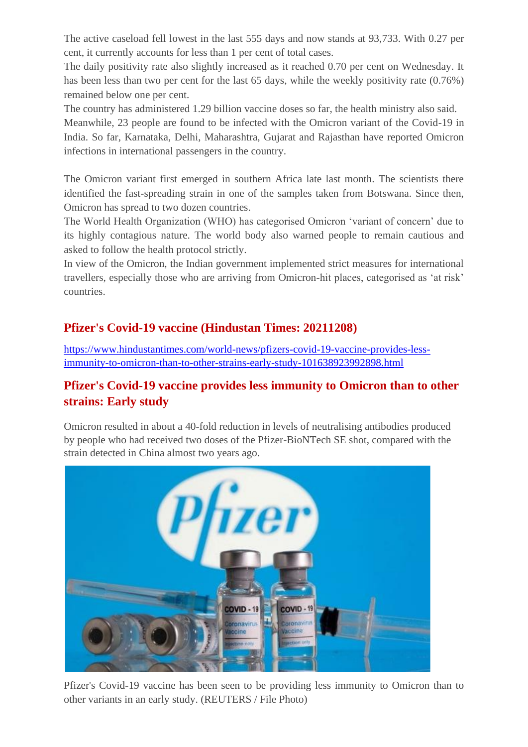The active caseload fell lowest in the last 555 days and now stands at 93,733. With 0.27 per cent, it currently accounts for less than 1 per cent of total cases.

The daily positivity rate also slightly increased as it reached 0.70 per cent on Wednesday. It has been less than two per cent for the last 65 days, while the weekly positivity rate (0.76%) remained below one per cent.

The country has administered 1.29 billion vaccine doses so far, the health ministry also said.

Meanwhile, 23 people are found to be infected with the Omicron variant of the Covid-19 in India. So far, Karnataka, Delhi, Maharashtra, Gujarat and Rajasthan have reported Omicron infections in international passengers in the country.

The Omicron variant first emerged in southern Africa late last month. The scientists there identified the fast-spreading strain in one of the samples taken from Botswana. Since then, Omicron has spread to two dozen countries.

The World Health Organization (WHO) has categorised Omicron 'variant of concern' due to its highly contagious nature. The world body also warned people to remain cautious and asked to follow the health protocol strictly.

In view of the Omicron, the Indian government implemented strict measures for international travellers, especially those who are arriving from Omicron-hit places, categorised as 'at risk' countries.

## Pfizer's Covid-19 vaccine (Hindustan Times: 20211208)

https://www.hindustantimes.com/world-news/pfizers-covid-19-vaccine-provides-less-immunity-to-omicron-than-to-other-strains-early-study-101638923992898.html

## Pfizer's Covid-19 vaccine provides less immunity to Omicron than to other strains: Early study

Omicron resulted in about a 40-fold reduction in levels of neutralising antibodies produced by people who had received two doses of the Pfizer-BioNTech SE shot, compared with the strain detected in China almost two years ago.

Pfizer's Covid-19 vaccine has been seen to be providing less immunity to Omicron than to other variants in an early study. (REUTERS / File Photo)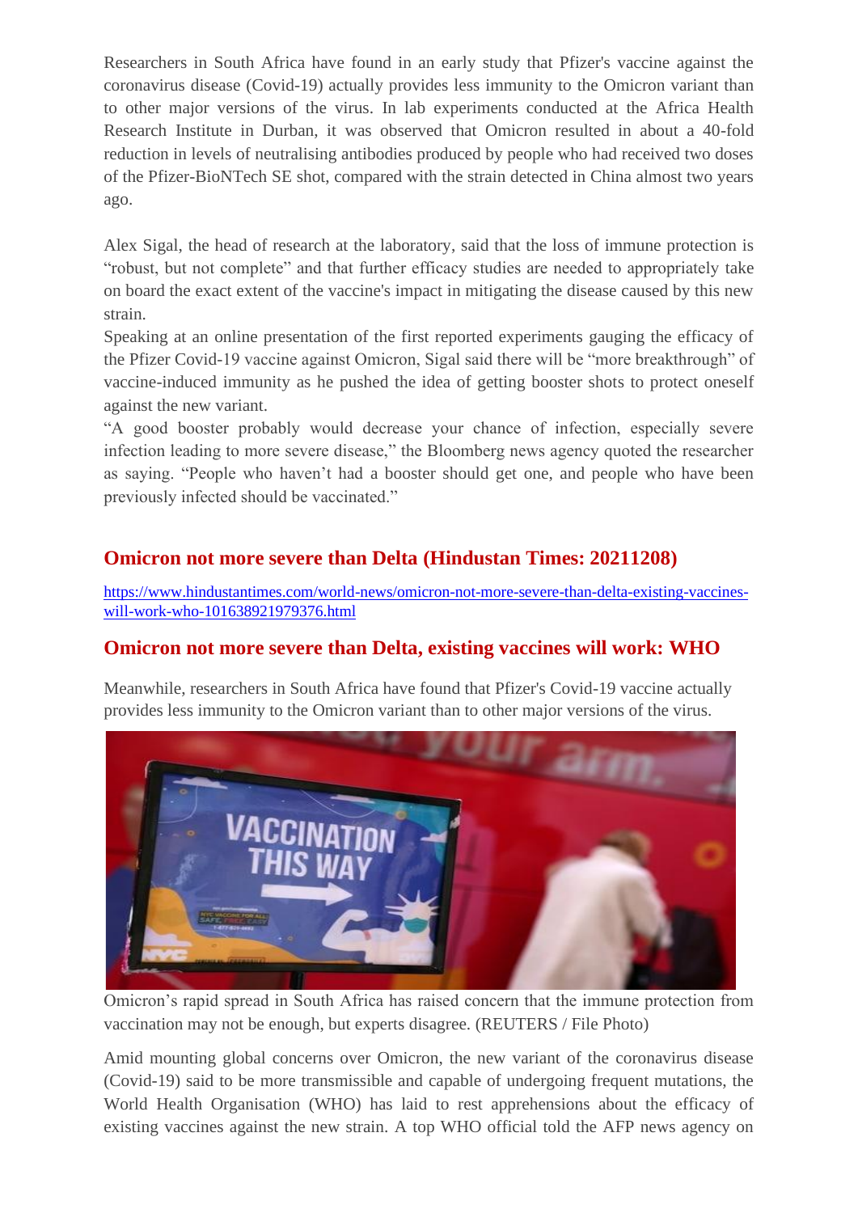Researchers in South Africa have found in an early study that Pfizer's vaccine against the coronavirus disease (Covid-19) actually provides less immunity to the Omicron variant than to other major versions of the virus. In lab experiments conducted at the Africa Health Research Institute in Durban, it was observed that Omicron resulted in about a 40-fold reduction in levels of neutralising antibodies produced by people who had received two doses of the Pfizer-BioNTech SE shot, compared with the strain detected in China almost two years ago.

Alex Sigal, the head of research at the laboratory, said that the loss of immune protection is "robust, but not complete" and that further efficacy studies are needed to appropriately take on board the exact extent of the vaccine's impact in mitigating the disease caused by this new strain.

Speaking at an online presentation of the first reported experiments gauging the efficacy of the Pfizer Covid-19 vaccine against Omicron, Sigal said there will be "more breakthrough" of vaccine-induced immunity as he pushed the idea of getting booster shots to protect oneself against the new variant.

"A good booster probably would decrease your chance of infection, especially severe infection leading to more severe disease," the Bloomberg news agency quoted the researcher as saying. "People who haven't had a booster should get one, and people who have been previously infected should be vaccinated."

## Omicron not more severe than Delta (Hindustan Times: 20211208)

https://www.hindustantimes.com/world-news/omicron-not-more-severe-than-delta-existing-vaccines-will-work-who-101638921979376.html

## Omicron not more severe than Delta, existing vaccines will work: WHO

Meanwhile, researchers in South Africa have found that Pfizer's Covid-19 vaccine actually provides less immunity to the Omicron variant than to other major versions of the virus.

Omicron's rapid spread in South Africa has raised concern that the immune protection from vaccination may not be enough, but experts disagree. (REUTERS / File Photo)

Amid mounting global concerns over Omicron, the new variant of the coronavirus disease (Covid-19) said to be more transmissible and capable of undergoing frequent mutations, the World Health Organisation (WHO) has laid to rest apprehensions about the efficacy of existing vaccines against the new strain. A top WHO official told the AFP news agency on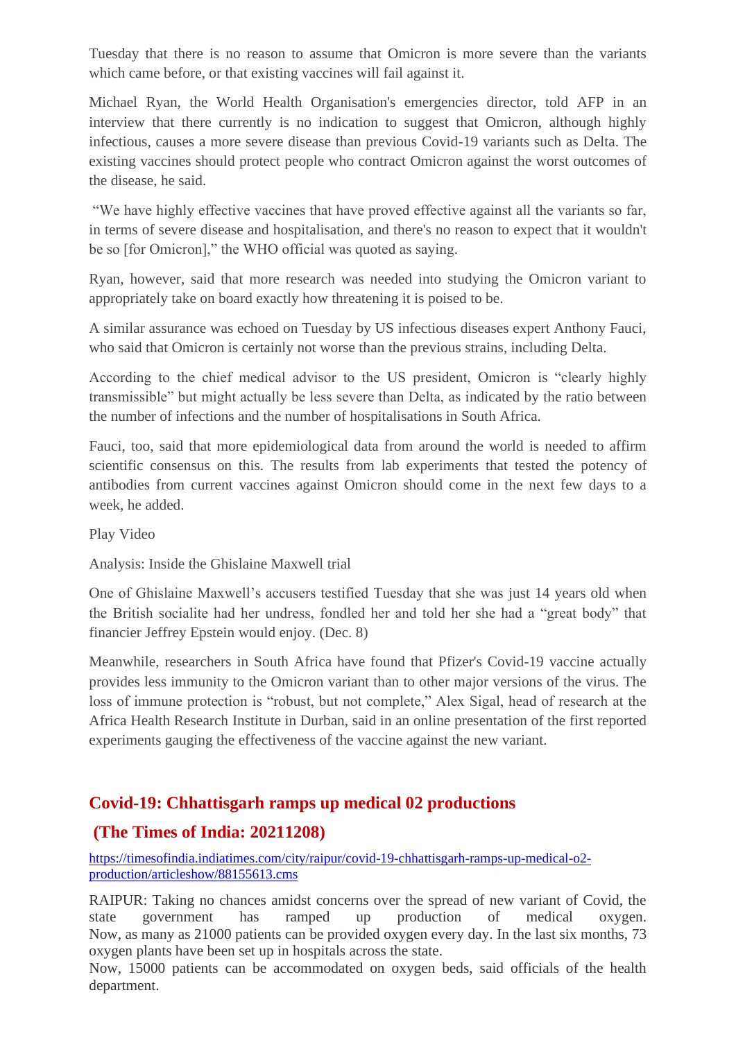Tuesday that there is no reason to assume that Omicron is more severe than the variants which came before, or that existing vaccines will fail against it.

Michael Ryan, the World Health Organisation's emergencies director, told AFP in an interview that there currently is no indication to suggest that Omicron, although highly infectious, causes a more severe disease than previous Covid-19 variants such as Delta. The existing vaccines should protect people who contract Omicron against the worst outcomes of the disease, he said.

"We have highly effective vaccines that have proved effective against all the variants so far, in terms of severe disease and hospitalisation, and there's no reason to expect that it wouldn't be so [for Omicron]," the WHO official was quoted as saying.

Ryan, however, said that more research was needed into studying the Omicron variant to appropriately take on board exactly how threatening it is poised to be.

A similar assurance was echoed on Tuesday by US infectious diseases expert Anthony Fauci, who said that Omicron is certainly not worse than the previous strains, including Delta.

According to the chief medical advisor to the US president, Omicron is "clearly highly transmissible" but might actually be less severe than Delta, as indicated by the ratio between the number of infections and the number of hospitalisations in South Africa.

Fauci, too, said that more epidemiological data from around the world is needed to affirm scientific consensus on this. The results from lab experiments that tested the potency of antibodies from current vaccines against Omicron should come in the next few days to a week, he added.

Play Video

Analysis: Inside the Ghislaine Maxwell trial

One of Ghislaine Maxwell's accusers testified Tuesday that she was just 14 years old when the British socialite had her undress, fondled her and told her she had a "great body" that financier Jeffrey Epstein would enjoy. (Dec. 8)

Meanwhile, researchers in South Africa have found that Pfizer's Covid-19 vaccine actually provides less immunity to the Omicron variant than to other major versions of the virus. The loss of immune protection is "robust, but not complete," Alex Sigal, head of research at the Africa Health Research Institute in Durban, said in an online presentation of the first reported experiments gauging the effectiveness of the vaccine against the new variant.

## Covid-19: Chhattisgarh ramps up medical 02 productions

## (The Times of India: 20211208)

https://timesofindia.indiatimes.com/city/raipur/covid-19-chhattisgarh-ramps-up-medical-o2-production/articleshow/88155613.cms

RAIPUR: Taking no chances amidst concerns over the spread of new variant of Covid, the state government has ramped up production of medical oxygen. Now, as many as 21000 patients can be provided oxygen every day. In the last six months, 73 oxygen plants have been set up in hospitals across the state.
Now, 15000 patients can be accommodated on oxygen beds, said officials of the health department.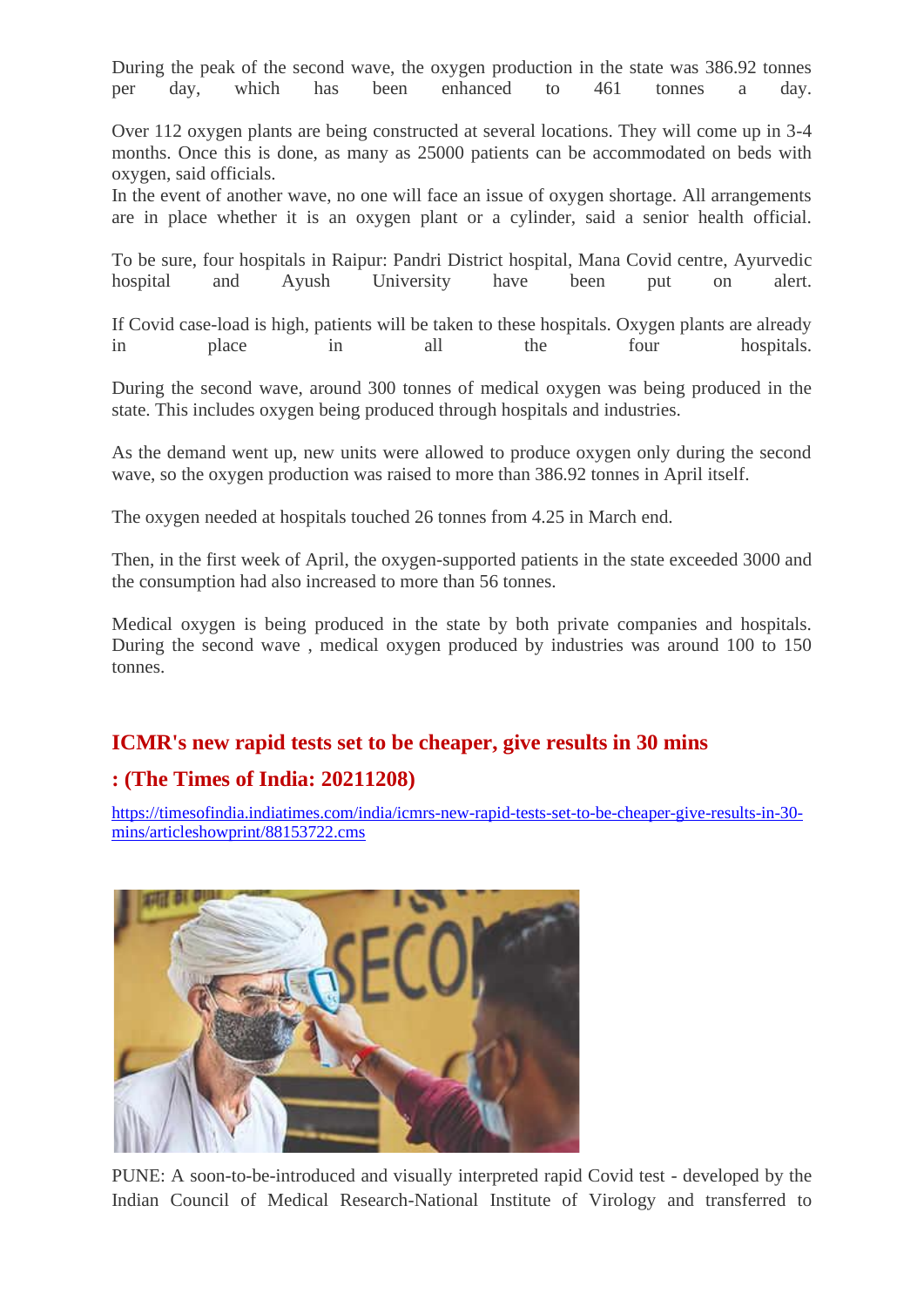During the peak of the second wave, the oxygen production in the state was 386.92 tonnes per day, which has been enhanced to 461 tonnes a day.

Over 112 oxygen plants are being constructed at several locations. They will come up in 3-4 months. Once this is done, as many as 25000 patients can be accommodated on beds with oxygen, said officials.
In the event of another wave, no one will face an issue of oxygen shortage. All arrangements are in place whether it is an oxygen plant or a cylinder, said a senior health official.

To be sure, four hospitals in Raipur: Pandri District hospital, Mana Covid centre, Ayurvedic hospital and Ayush University have been put on alert.

If Covid case-load is high, patients will be taken to these hospitals. Oxygen plants are already in place in all the four hospitals.

During the second wave, around 300 tonnes of medical oxygen was being produced in the state. This includes oxygen being produced through hospitals and industries.

As the demand went up, new units were allowed to produce oxygen only during the second wave, so the oxygen production was raised to more than 386.92 tonnes in April itself.

The oxygen needed at hospitals touched 26 tonnes from 4.25 in March end.

Then, in the first week of April, the oxygen-supported patients in the state exceeded 3000 and the consumption had also increased to more than 56 tonnes.

Medical oxygen is being produced in the state by both private companies and hospitals. During the second wave , medical oxygen produced by industries was around 100 to 150 tonnes.

## ICMR's new rapid tests set to be cheaper, give results in 30 mins

## : (The Times of India: 20211208)

https://timesofindia.indiatimes.com/india/icmrs-new-rapid-tests-set-to-be-cheaper-give-results-in-30-mins/articleshowprint/88153722.cms

PUNE: A soon-to-be-introduced and visually interpreted rapid Covid test - developed by the Indian Council of Medical Research-National Institute of Virology and transferred to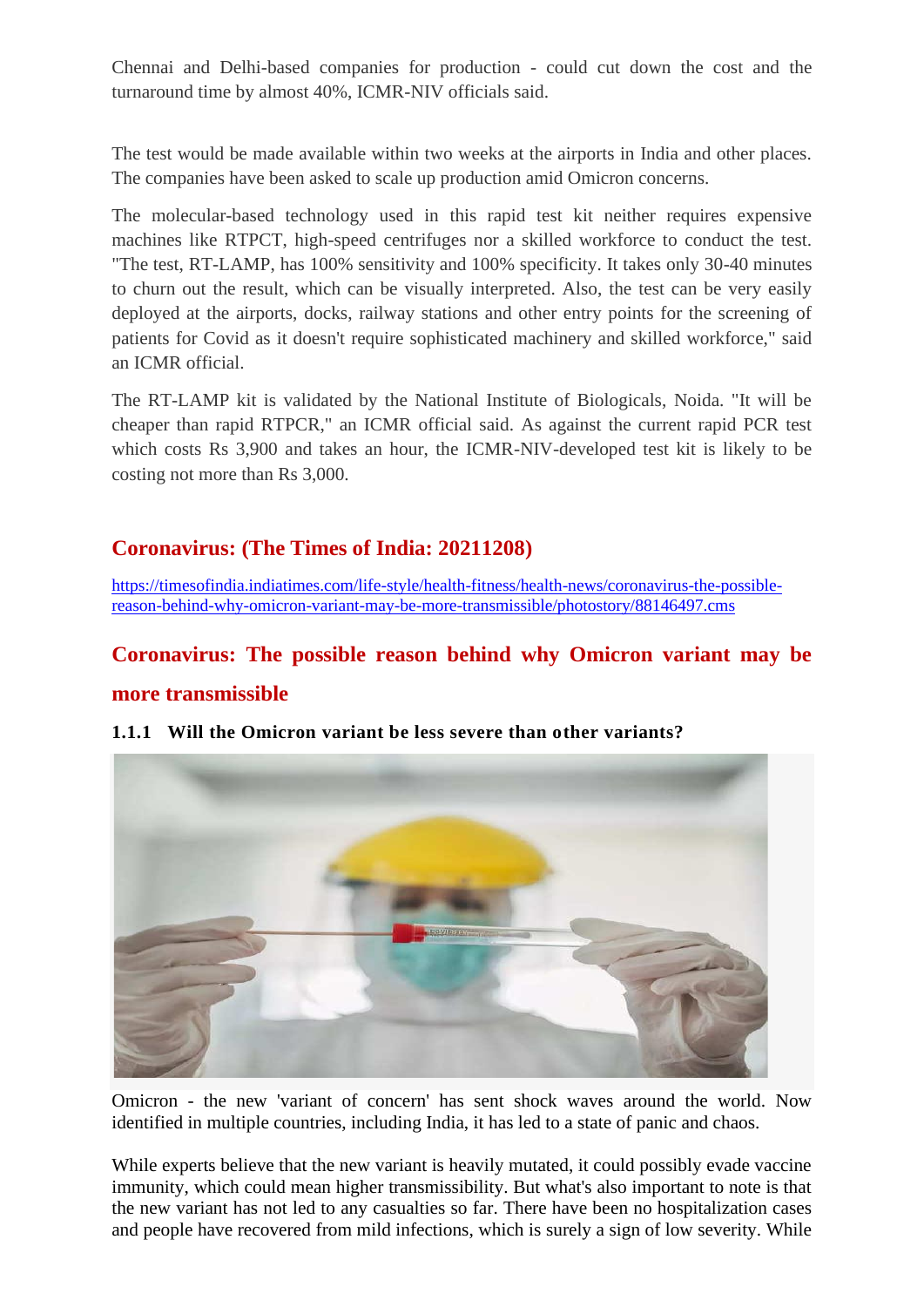Chennai and Delhi-based companies for production - could cut down the cost and the turnaround time by almost 40%, ICMR-NIV officials said.

The test would be made available within two weeks at the airports in India and other places. The companies have been asked to scale up production amid Omicron concerns.

The molecular-based technology used in this rapid test kit neither requires expensive machines like RTPCT, high-speed centrifuges nor a skilled workforce to conduct the test. "The test, RT-LAMP, has 100% sensitivity and 100% specificity. It takes only 30-40 minutes to churn out the result, which can be visually interpreted. Also, the test can be very easily deployed at the airports, docks, railway stations and other entry points for the screening of patients for Covid as it doesn't require sophisticated machinery and skilled workforce," said an ICMR official.

The RT-LAMP kit is validated by the National Institute of Biologicals, Noida. "It will be cheaper than rapid RTPCR," an ICMR official said. As against the current rapid PCR test which costs Rs 3,900 and takes an hour, the ICMR-NIV-developed test kit is likely to be costing not more than Rs 3,000.

## Coronavirus: (The Times of India: 20211208)

https://timesofindia.indiatimes.com/life-style/health-fitness/health-news/coronavirus-the-possible-reason-behind-why-omicron-variant-may-be-more-transmissible/photostory/88146497.cms

## Coronavirus: The possible reason behind why Omicron variant may be more transmissible

### 1.1.1 Will the Omicron variant be less severe than other variants?

Omicron - the new 'variant of concern' has sent shock waves around the world. Now identified in multiple countries, including India, it has led to a state of panic and chaos.

While experts believe that the new variant is heavily mutated, it could possibly evade vaccine immunity, which could mean higher transmissibility. But what's also important to note is that the new variant has not led to any casualties so far. There have been no hospitalization cases and people have recovered from mild infections, which is surely a sign of low severity. While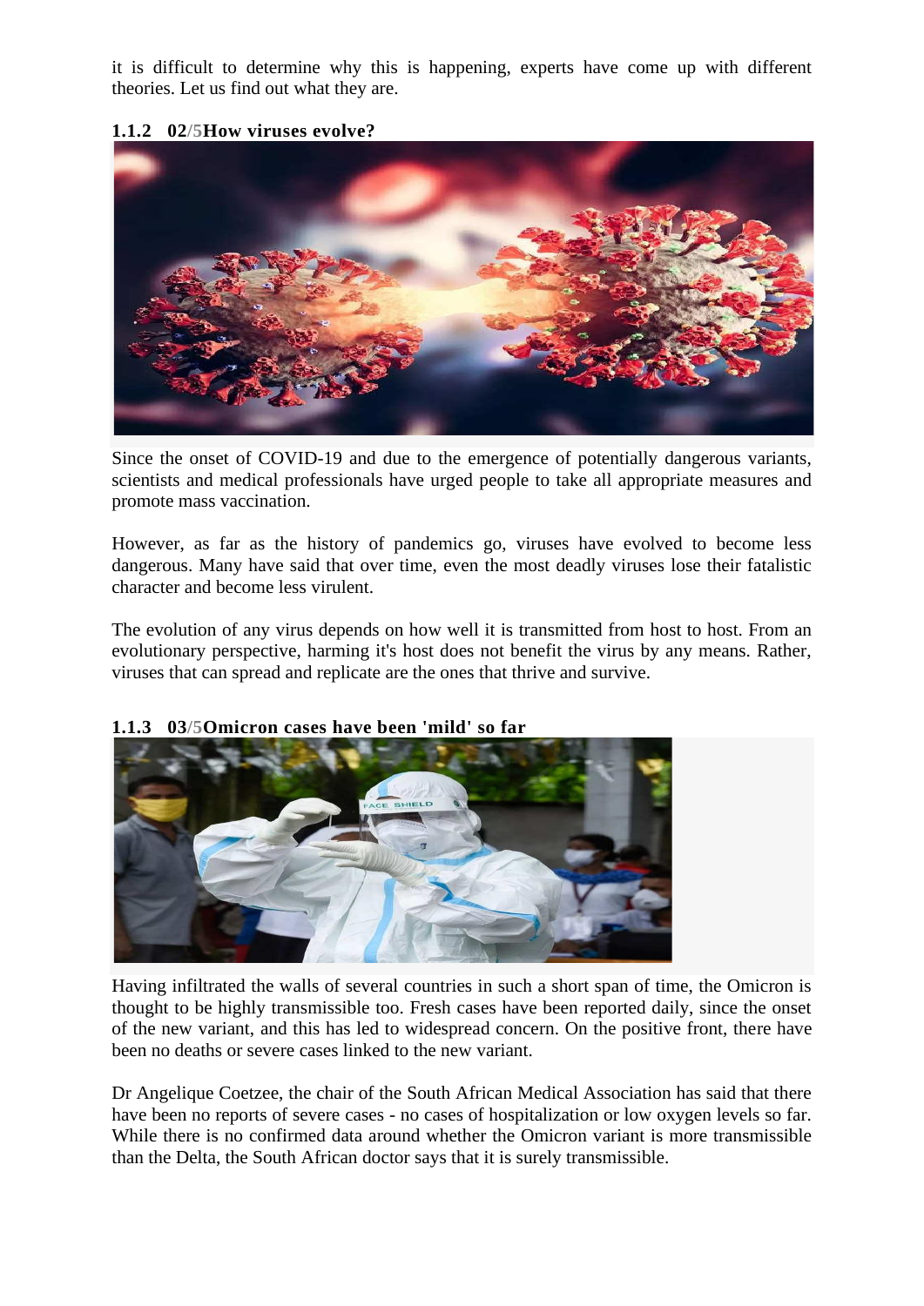it is difficult to determine why this is happening, experts have come up with different theories. Let us find out what they are.

### 1.1.2 02/5How viruses evolve?

Since the onset of COVID-19 and due to the emergence of potentially dangerous variants, scientists and medical professionals have urged people to take all appropriate measures and promote mass vaccination.

However, as far as the history of pandemics go, viruses have evolved to become less dangerous. Many have said that over time, even the most deadly viruses lose their fatalistic character and become less virulent.

The evolution of any virus depends on how well it is transmitted from host to host. From an evolutionary perspective, harming it's host does not benefit the virus by any means. Rather, viruses that can spread and replicate are the ones that thrive and survive.

### 1.1.3 03/5Omicron cases have been 'mild' so far

Having infiltrated the walls of several countries in such a short span of time, the Omicron is thought to be highly transmissible too. Fresh cases have been reported daily, since the onset of the new variant, and this has led to widespread concern. On the positive front, there have been no deaths or severe cases linked to the new variant.

Dr Angelique Coetzee, the chair of the South African Medical Association has said that there have been no reports of severe cases - no cases of hospitalization or low oxygen levels so far. While there is no confirmed data around whether the Omicron variant is more transmissible than the Delta, the South African doctor says that it is surely transmissible.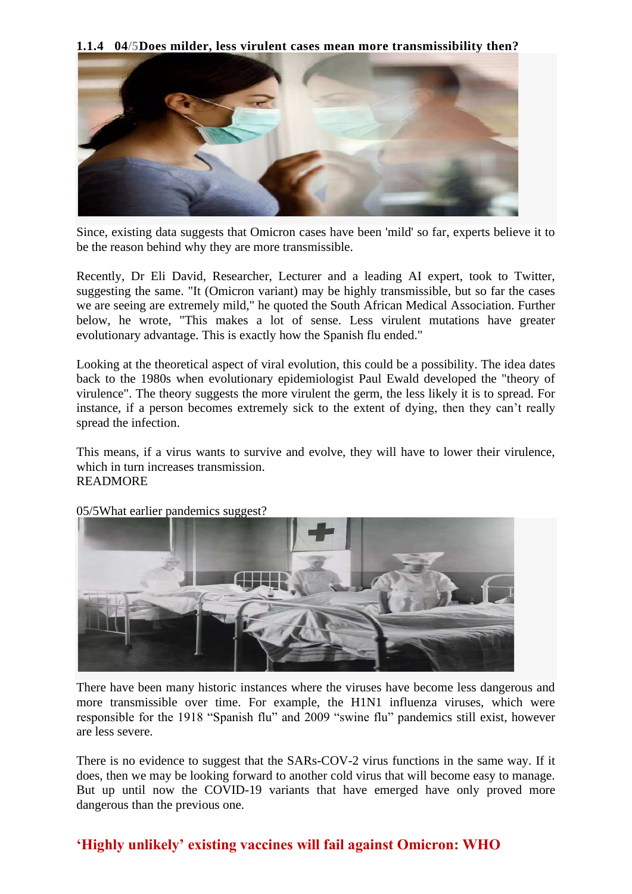#### 1.1.4 04/5Does milder, less virulent cases mean more transmissibility then?

Since, existing data suggests that Omicron cases have been 'mild' so far, experts believe it to be the reason behind why they are more transmissible.

Recently, Dr Eli David, Researcher, Lecturer and a leading AI expert, took to Twitter, suggesting the same. "It (Omicron variant) may be highly transmissible, but so far the cases we are seeing are extremely mild," he quoted the South African Medical Association. Further below, he wrote, "This makes a lot of sense. Less virulent mutations have greater evolutionary advantage. This is exactly how the Spanish flu ended."

Looking at the theoretical aspect of viral evolution, this could be a possibility. The idea dates back to the 1980s when evolutionary epidemiologist Paul Ewald developed the "theory of virulence". The theory suggests the more virulent the germ, the less likely it is to spread. For instance, if a person becomes extremely sick to the extent of dying, then they can't really spread the infection.

This means, if a virus wants to survive and evolve, they will have to lower their virulence, which in turn increases transmission.
READMORE

05/5What earlier pandemics suggest?

There have been many historic instances where the viruses have become less dangerous and more transmissible over time. For example, the H1N1 influenza viruses, which were responsible for the 1918 "Spanish flu" and 2009 "swine flu" pandemics still exist, however are less severe.

There is no evidence to suggest that the SARs-COV-2 virus functions in the same way. If it does, then we may be looking forward to another cold virus that will become easy to manage. But up until now the COVID-19 variants that have emerged have only proved more dangerous than the previous one.

## 'Highly unlikely' existing vaccines will fail against Omicron: WHO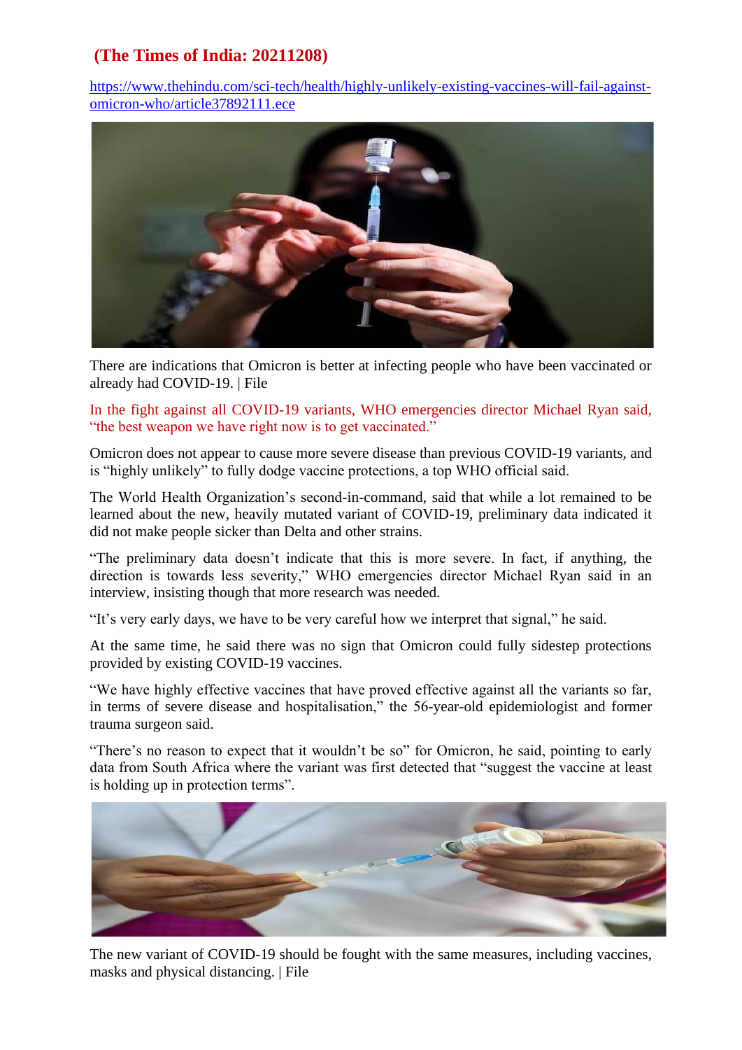## (The Times of India: 20211208)

https://www.thehindu.com/sci-tech/health/highly-unlikely-existing-vaccines-will-fail-against-omicron-who/article37892111.ece

There are indications that Omicron is better at infecting people who have been vaccinated or already had COVID-19. | File

In the fight against all COVID-19 variants, WHO emergencies director Michael Ryan said, "the best weapon we have right now is to get vaccinated."

Omicron does not appear to cause more severe disease than previous COVID-19 variants, and is "highly unlikely" to fully dodge vaccine protections, a top WHO official said.

The World Health Organization's second-in-command, said that while a lot remained to be learned about the new, heavily mutated variant of COVID-19, preliminary data indicated it did not make people sicker than Delta and other strains.

"The preliminary data doesn't indicate that this is more severe. In fact, if anything, the direction is towards less severity," WHO emergencies director Michael Ryan said in an interview, insisting though that more research was needed.

"It's very early days, we have to be very careful how we interpret that signal," he said.

At the same time, he said there was no sign that Omicron could fully sidestep protections provided by existing COVID-19 vaccines.

"We have highly effective vaccines that have proved effective against all the variants so far, in terms of severe disease and hospitalisation," the 56-year-old epidemiologist and former trauma surgeon said.

"There's no reason to expect that it wouldn't be so" for Omicron, he said, pointing to early data from South Africa where the variant was first detected that "suggest the vaccine at least is holding up in protection terms".

The new variant of COVID-19 should be fought with the same measures, including vaccines, masks and physical distancing. | File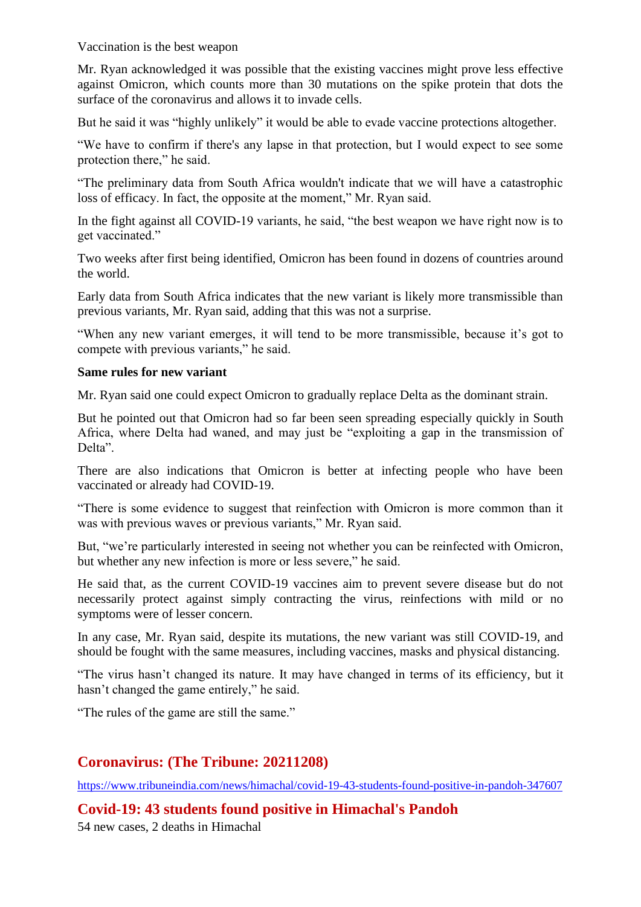Vaccination is the best weapon

Mr. Ryan acknowledged it was possible that the existing vaccines might prove less effective against Omicron, which counts more than 30 mutations on the spike protein that dots the surface of the coronavirus and allows it to invade cells.

But he said it was “highly unlikely” it would be able to evade vaccine protections altogether.

“We have to confirm if there's any lapse in that protection, but I would expect to see some protection there,” he said.

“The preliminary data from South Africa wouldn't indicate that we will have a catastrophic loss of efficacy. In fact, the opposite at the moment,” Mr. Ryan said.

In the fight against all COVID-19 variants, he said, “the best weapon we have right now is to get vaccinated.”

Two weeks after first being identified, Omicron has been found in dozens of countries around the world.

Early data from South Africa indicates that the new variant is likely more transmissible than previous variants, Mr. Ryan said, adding that this was not a surprise.

“When any new variant emerges, it will tend to be more transmissible, because it’s got to compete with previous variants,” he said.

**Same rules for new variant**

Mr. Ryan said one could expect Omicron to gradually replace Delta as the dominant strain.

But he pointed out that Omicron had so far been seen spreading especially quickly in South Africa, where Delta had waned, and may just be “exploiting a gap in the transmission of Delta”.

There are also indications that Omicron is better at infecting people who have been vaccinated or already had COVID-19.

“There is some evidence to suggest that reinfection with Omicron is more common than it was with previous waves or previous variants,” Mr. Ryan said.

But, “we’re particularly interested in seeing not whether you can be reinfected with Omicron, but whether any new infection is more or less severe,” he said.

He said that, as the current COVID-19 vaccines aim to prevent severe disease but do not necessarily protect against simply contracting the virus, reinfections with mild or no symptoms were of lesser concern.

In any case, Mr. Ryan said, despite its mutations, the new variant was still COVID-19, and should be fought with the same measures, including vaccines, masks and physical distancing.

“The virus hasn’t changed its nature. It may have changed in terms of its efficiency, but it hasn’t changed the game entirely,” he said.

“The rules of the game are still the same.”

## Coronavirus: (The Tribune: 20211208)

https://www.tribuneindia.com/news/himachal/covid-19-43-students-found-positive-in-pandoh-347607

## Covid-19: 43 students found positive in Himachal's Pandoh

54 new cases, 2 deaths in Himachal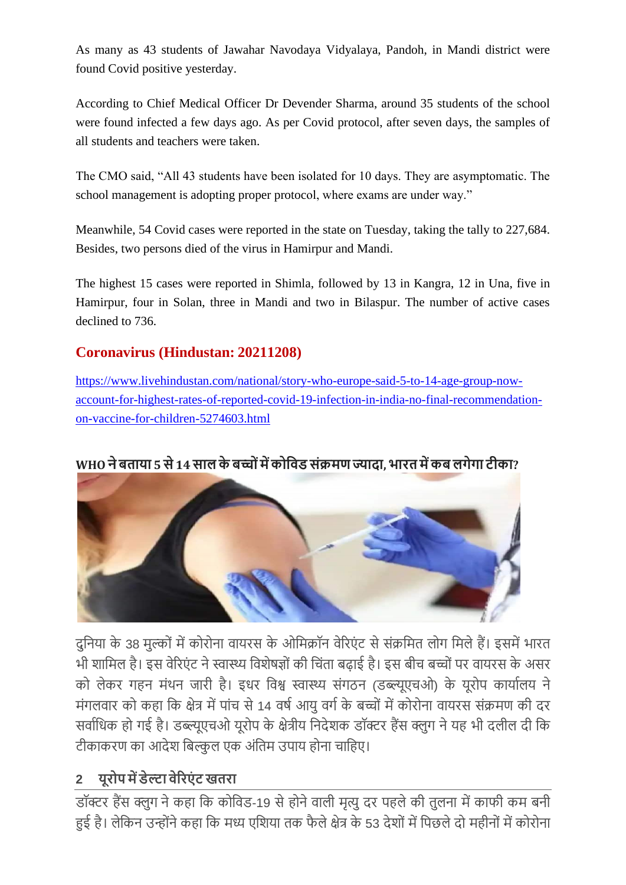As many as 43 students of Jawahar Navodaya Vidyalaya, Pandoh, in Mandi district were found Covid positive yesterday.

According to Chief Medical Officer Dr Devender Sharma, around 35 students of the school were found infected a few days ago. As per Covid protocol, after seven days, the samples of all students and teachers were taken.

The CMO said, “All 43 students have been isolated for 10 days. They are asymptomatic. The school management is adopting proper protocol, where exams are under way.”

Meanwhile, 54 Covid cases were reported in the state on Tuesday, taking the tally to 227,684. Besides, two persons died of the virus in Hamirpur and Mandi.

The highest 15 cases were reported in Shimla, followed by 13 in Kangra, 12 in Una, five in Hamirpur, four in Solan, three in Mandi and two in Bilaspur. The number of active cases declined to 736.

## Coronavirus (Hindustan: 20211208)

https://www.livehindustan.com/national/story-who-europe-said-5-to-14-age-group-now-account-for-highest-rates-of-reported-covid-19-infection-in-india-no-final-recommendation-on-vaccine-for-children-5274603.html

### WHO ने बताया 5 से 14 साल के बच्चों में कोविड संक्रमण ज्यादा, भारत में कब लगेगा टीका?

दुनिया के 38 मुल्कों में कोरोना वायरस के ओमिक्रॉन वेरिएंट से संक्रमित लोग मिले हैं। इसमें भारत भी शामिल है। इस वेरिएंट ने स्वास्थ्य विशेषज्ञों की चिंता बढ़ाई है। इस बीच बच्चों पर वायरस के असर को लेकर गहन मंथन जारी है। इधर विश्व स्वास्थ्य संगठन (डब्ल्यूएचओ) के यूरोप कार्यालय ने मंगलवार को कहा कि क्षेत्र में पांच से 14 वर्ष आयु वर्ग के बच्चों में कोरोना वायरस संक्रमण की दर सर्वाधिक हो गई है। डब्ल्यूएचओ यूरोप के क्षेत्रीय निदेशक डॉक्टर हैंस क्लुग ने यह भी दलील दी कि टीकाकरण का आदेश बिल्कुल एक अंतिम उपाय होना चाहिए।

### 2 यूरोप में डेल्टा वेरिएंट खतरा

डॉक्टर हैंस क्लुग ने कहा कि कोविड-19 से होने वाली मृत्यु दर पहले की तुलना में काफी कम बनी हुई है। लेकिन उन्होंने कहा कि मध्य एशिया तक फैले क्षेत्र के 53 देशों में पिछले दो महीनों में कोरोना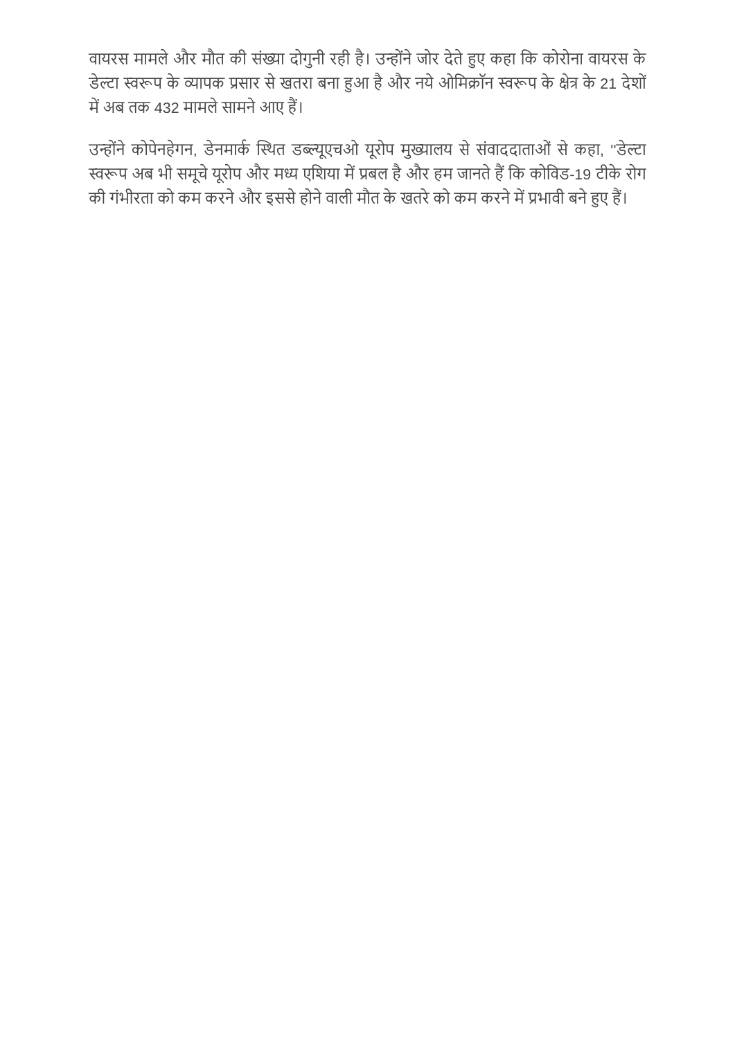वायरस मामले और मौत की संख्या दोगुनी रही है। उन्होंने जोर देते हुए कहा कि कोरोना वायरस के डेल्टा स्वरूप के व्यापक प्रसार से खतरा बना हुआ है और नये ओमिक्रॉन स्वरूप के क्षेत्र के 21 देशों में अब तक 432 मामले सामने आए हैं।

उन्होंने कोपेनहेगन, डेनमार्क स्थित डब्ल्यूएचओ यूरोप मुख्यालय से संवाददाताओं से कहा, "डेल्टा स्वरूप अब भी समूचे यूरोप और मध्य एशिया में प्रबल है और हम जानते हैं कि कोविड-19 टीके रोग की गंभीरता को कम करने और इससे होने वाली मौत के खतरे को कम करने में प्रभावी बने हुए हैं।